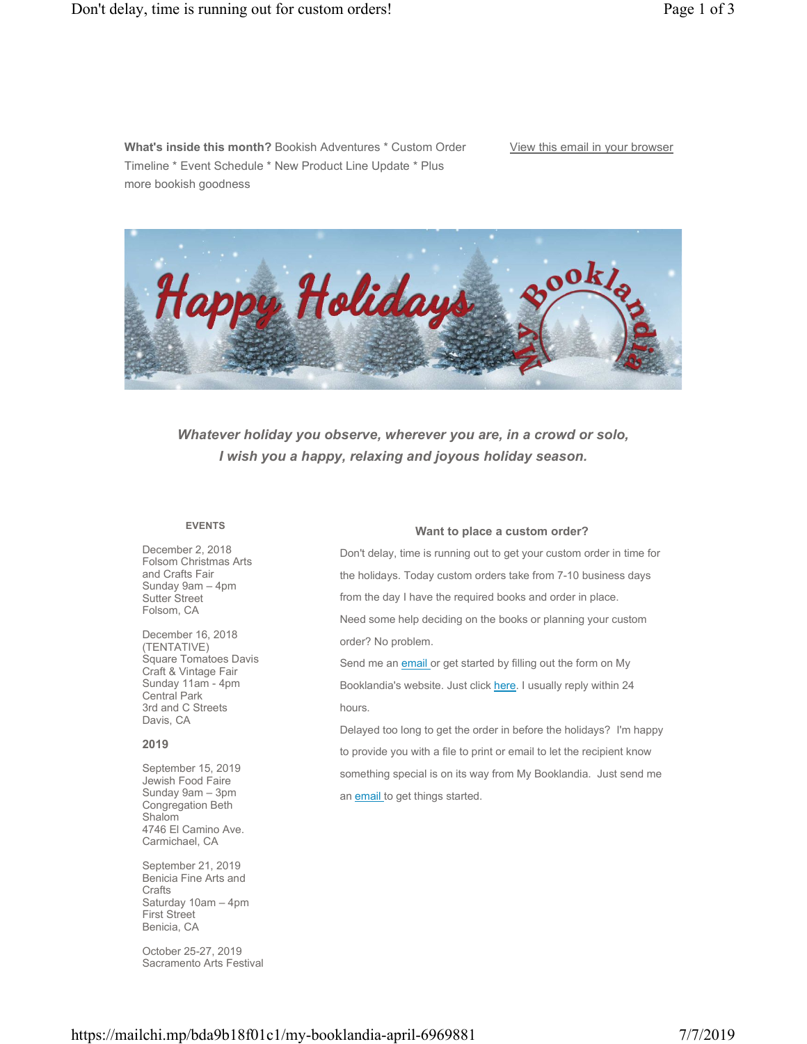**What's inside this month?** Bookish Adventures * Custom Order Timeline * Event Schedule * New Product Line Update * Plus more bookish goodness

View this email in your browser

***Whatever holiday you observe, wherever you are, in a crowd or solo, I wish you a happy, relaxing and joyous holiday season.***

### Want to place a custom order?

Don't delay, time is running out to get your custom order in time for the holidays. Today custom orders take from 7-10 business days from the day I have the required books and order in place.

Need some help deciding on the books or planning your custom order? No problem.

Send me an email or get started by filling out the form on My Booklandia's website. Just click here. I usually reply within 24 hours.

Delayed too long to get the order in before the holidays? I'm happy to provide you with a file to print or email to let the recipient know something special is on its way from My Booklandia. Just send me an email to get things started.

### EVENTS

December 2, 2018
Folsom Christmas Arts and Crafts Fair
Sunday 9am – 4pm
Sutter Street
Folsom, CA

December 16, 2018
(TENTATIVE)
Square Tomatoes Davis Craft & Vintage Fair
Sunday 11am - 4pm
Central Park
3rd and C Streets
Davis, CA

**2019**

September 15, 2019
Jewish Food Faire
Sunday 9am – 3pm
Congregation Beth Shalom
4746 El Camino Ave.
Carmichael, CA

September 21, 2019
Benicia Fine Arts and Crafts
Saturday 10am – 4pm
First Street
Benicia, CA

October 25-27, 2019
Sacramento Arts Festival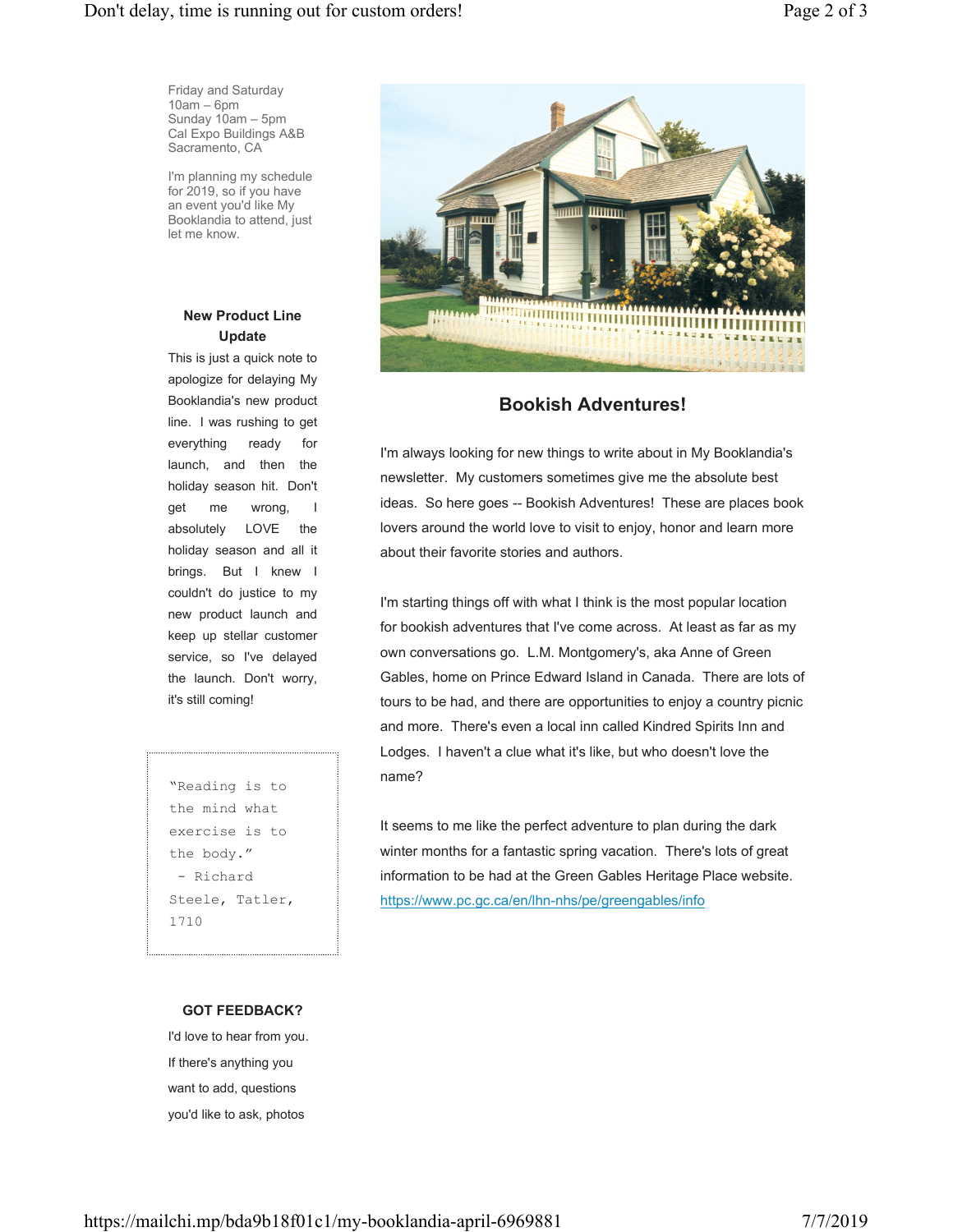Friday and Saturday
10am – 6pm
Sunday 10am – 5pm
Cal Expo Buildings A&B
Sacramento, CA

I'm planning my schedule for 2019, so if you have an event you'd like My Booklandia to attend, just let me know.

### New Product Line Update

This is just a quick note to apologize for delaying My Booklandia's new product line. I was rushing to get everything ready for launch, and then the holiday season hit. Don't get me wrong, I absolutely LOVE the holiday season and all it brings. But I knew I couldn't do justice to my new product launch and keep up stellar customer service, so I've delayed the launch. Don't worry, it's still coming!

> "Reading is to the mind what exercise is to the body."
> \- Richard Steele, Tatler, 1710

### GOT FEEDBACK?

I'd love to hear from you. If there's anything you want to add, questions you'd like to ask, photos

## Bookish Adventures!

I'm always looking for new things to write about in My Booklandia's newsletter. My customers sometimes give me the absolute best ideas. So here goes -- Bookish Adventures! These are places book lovers around the world love to visit to enjoy, honor and learn more about their favorite stories and authors.

I'm starting things off with what I think is the most popular location for bookish adventures that I've come across. At least as far as my own conversations go. L.M. Montgomery's, aka Anne of Green Gables, home on Prince Edward Island in Canada. There are lots of tours to be had, and there are opportunities to enjoy a country picnic and more. There's even a local inn called Kindred Spirits Inn and Lodges. I haven't a clue what it's like, but who doesn't love the name?

It seems to me like the perfect adventure to plan during the dark winter months for a fantastic spring vacation. There's lots of great information to be had at the Green Gables Heritage Place website.
https://www.pc.gc.ca/en/lhn-nhs/pe/greengables/info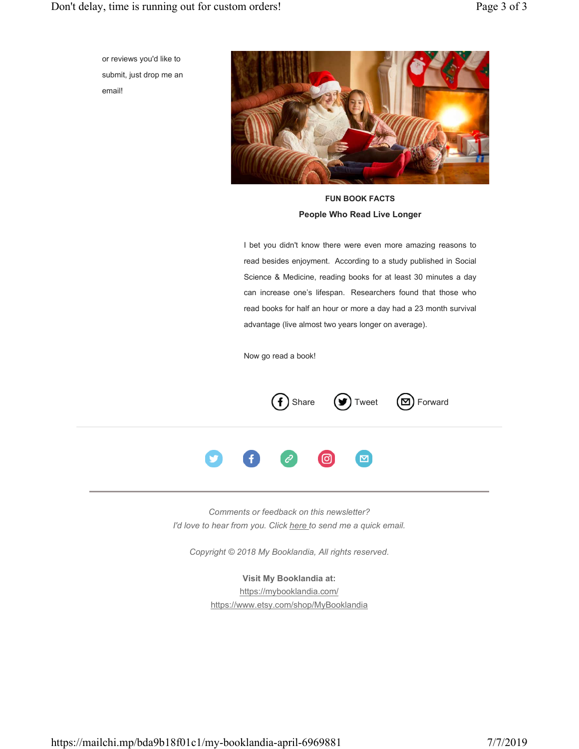or reviews you'd like to submit, just drop me an email!

**FUN BOOK FACTS**

**People Who Read Live Longer**

I bet you didn't know there were even more amazing reasons to read besides enjoyment. According to a study published in Social Science & Medicine, reading books for at least 30 minutes a day can increase one's lifespan. Researchers found that those who read books for half an hour or more a day had a 23 month survival advantage (live almost two years longer on average).

Now go read a book!

Share Tweet Forward

---

*Comments or feedback on this newsletter?*
*I'd love to hear from you. Click here to send me a quick email.*

*Copyright © 2018 My Booklandia, All rights reserved.*

**Visit My Booklandia at:**
https://mybooklandia.com/
https://www.etsy.com/shop/MyBooklandia